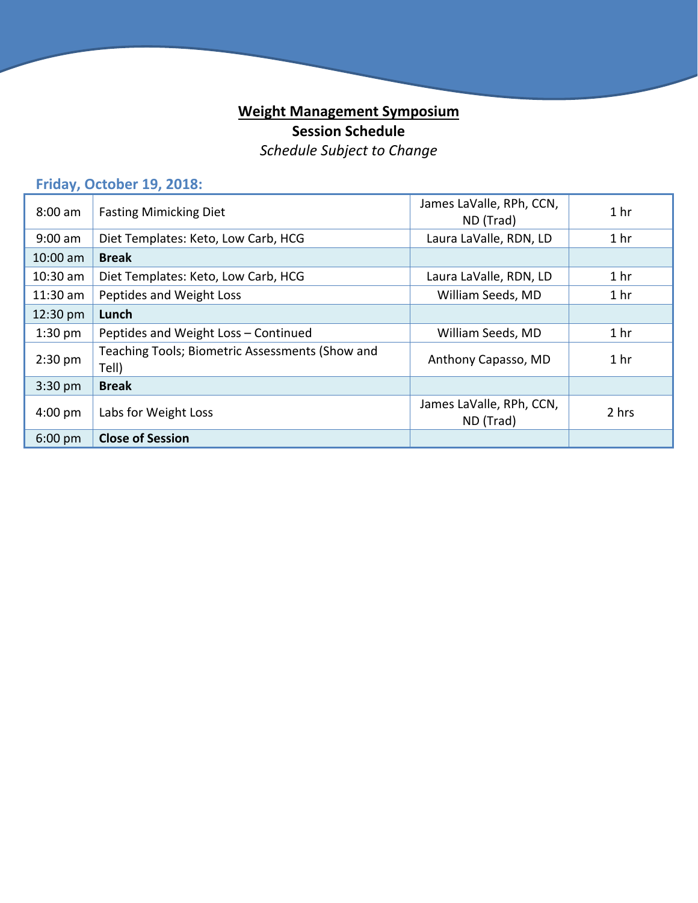# **<u>Weight Management Symposium</u>**

## **Session Schedule**

*Schedule Subject to Change*

### Friday, October 19, 2018:

| | | | |
|---|---|---|---|
| 8:00 am | Fasting Mimicking Diet | James LaValle, RPh, CCN, ND (Trad) | 1 hr |
| 9:00 am | Diet Templates: Keto, Low Carb, HCG | Laura LaValle, RDN, LD | 1 hr |
| 10:00 am | **Break** | | |
| 10:30 am | Diet Templates: Keto, Low Carb, HCG | Laura LaValle, RDN, LD | 1 hr |
| 11:30 am | Peptides and Weight Loss | William Seeds, MD | 1 hr |
| 12:30 pm | **Lunch** | | |
| 1:30 pm | Peptides and Weight Loss – Continued | William Seeds, MD | 1 hr |
| 2:30 pm | Teaching Tools; Biometric Assessments (Show and Tell) | Anthony Capasso, MD | 1 hr |
| 3:30 pm | **Break** | | |
| 4:00 pm | Labs for Weight Loss | James LaValle, RPh, CCN, ND (Trad) | 2 hrs |
| 6:00 pm | **Close of Session** | | |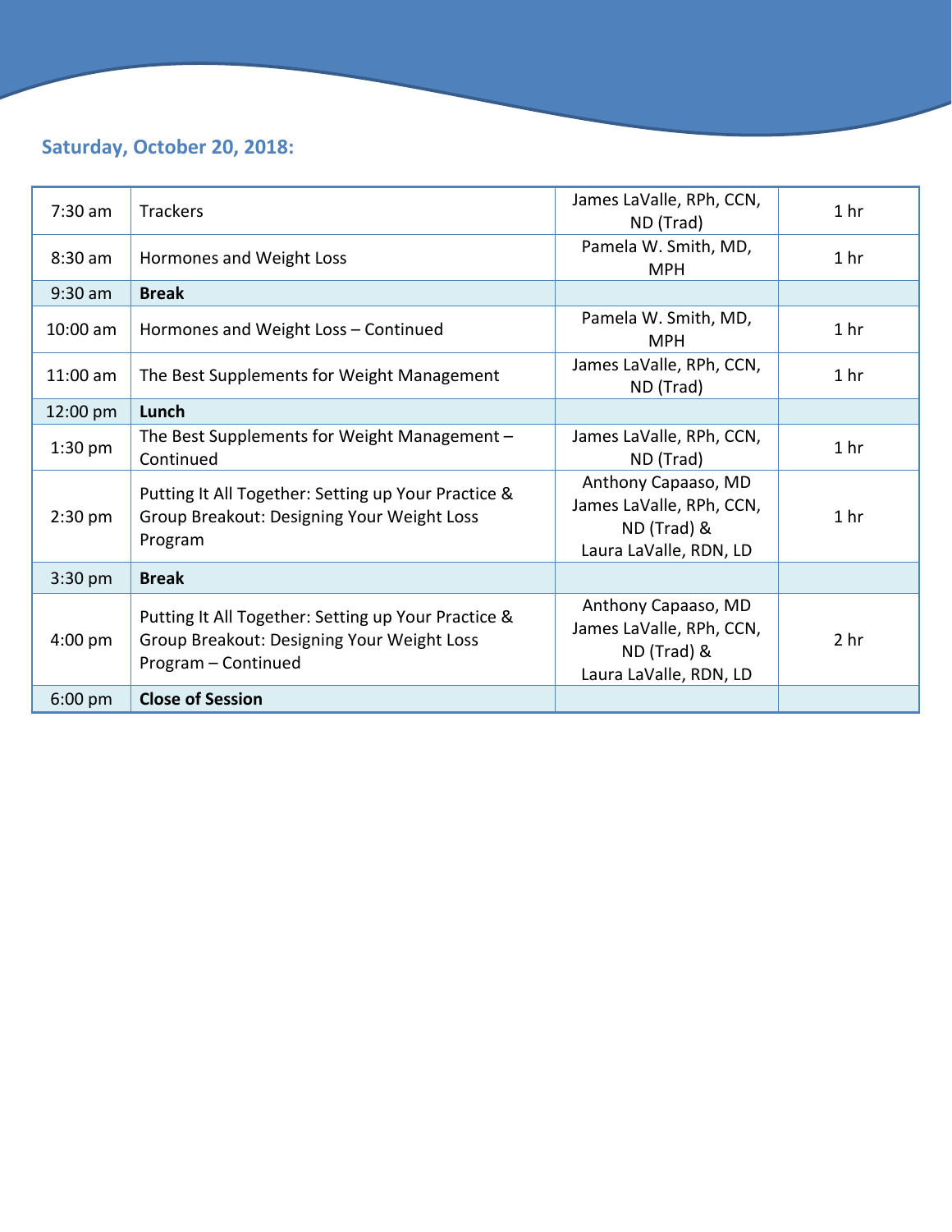### Saturday, October 20, 2018:

| | | | |
|---|---|---|---|
| 7:30 am | Trackers | James LaValle, RPh, CCN, ND (Trad) | 1 hr |
| 8:30 am | Hormones and Weight Loss | Pamela W. Smith, MD, MPH | 1 hr |
| 9:30 am | **Break** | | |
| 10:00 am | Hormones and Weight Loss – Continued | Pamela W. Smith, MD, MPH | 1 hr |
| 11:00 am | The Best Supplements for Weight Management | James LaValle, RPh, CCN, ND (Trad) | 1 hr |
| 12:00 pm | **Lunch** | | |
| 1:30 pm | The Best Supplements for Weight Management – Continued | James LaValle, RPh, CCN, ND (Trad) | 1 hr |
| 2:30 pm | Putting It All Together: Setting up Your Practice & Group Breakout: Designing Your Weight Loss Program | Anthony Capaaso, MD James LaValle, RPh, CCN, ND (Trad) & Laura LaValle, RDN, LD | 1 hr |
| 3:30 pm | **Break** | | |
| 4:00 pm | Putting It All Together: Setting up Your Practice & Group Breakout: Designing Your Weight Loss Program – Continued | Anthony Capaaso, MD James LaValle, RPh, CCN, ND (Trad) & Laura LaValle, RDN, LD | 2 hr |
| 6:00 pm | **Close of Session** | | |